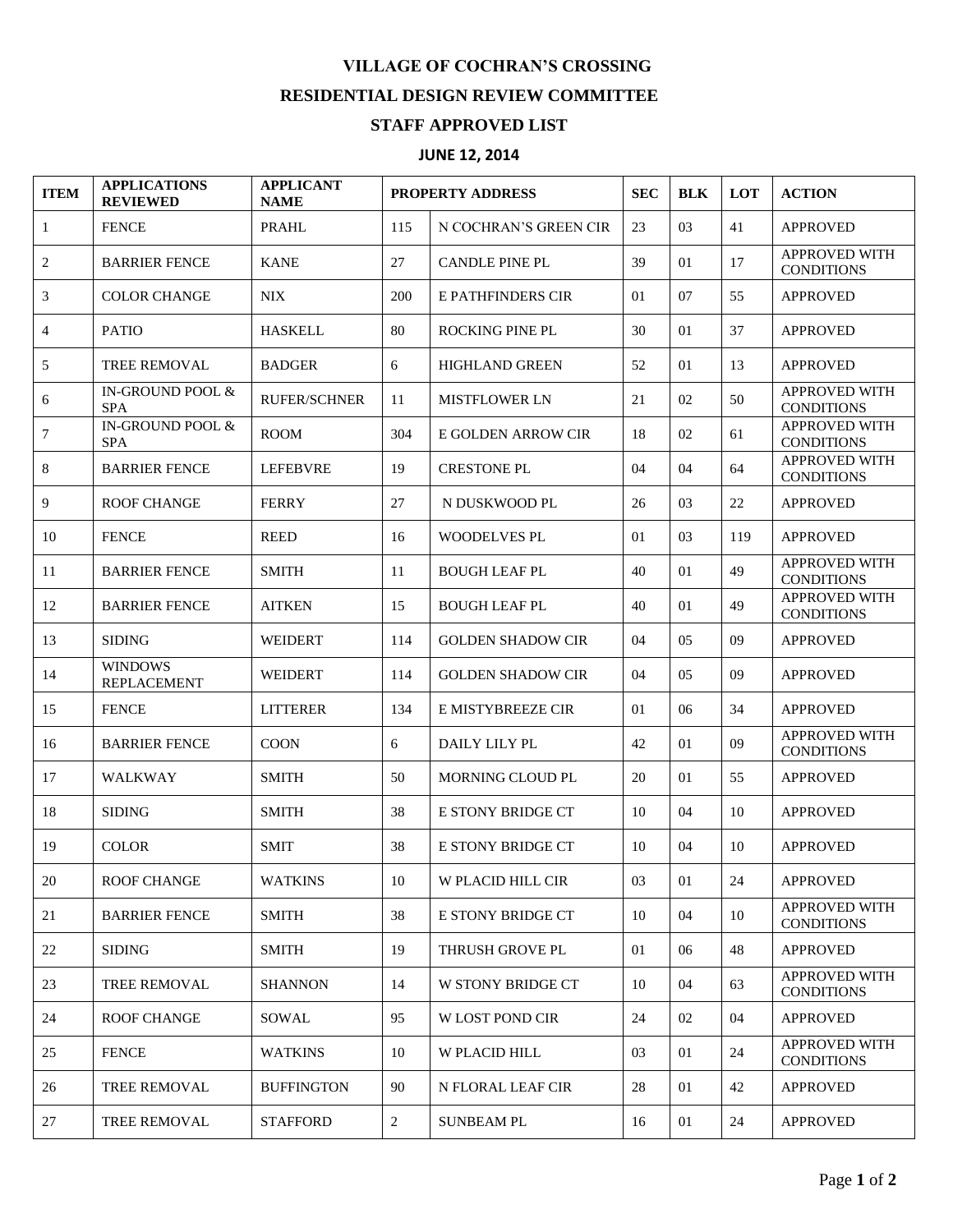# VILLAGE OF COCHRAN'S CROSSING

## RESIDENTIAL DESIGN REVIEW COMMITTEE

## STAFF APPROVED LIST

### JUNE 12, 2014

| ITEM | APPLICATIONS REVIEWED | APPLICANT NAME | PROPERTY ADDRESS | | SEC | BLK | LOT | ACTION |
|---|---|---|---|---|---|---|---|---|
| 1 | FENCE | PRAHL | 115 | N COCHRAN'S GREEN CIR | 23 | 03 | 41 | APPROVED |
| 2 | BARRIER FENCE | KANE | 27 | CANDLE PINE PL | 39 | 01 | 17 | APPROVED WITH CONDITIONS |
| 3 | COLOR CHANGE | NIX | 200 | E PATHFINDERS CIR | 01 | 07 | 55 | APPROVED |
| 4 | PATIO | HASKELL | 80 | ROCKING PINE PL | 30 | 01 | 37 | APPROVED |
| 5 | TREE REMOVAL | BADGER | 6 | HIGHLAND GREEN | 52 | 01 | 13 | APPROVED |
| 6 | IN-GROUND POOL & SPA | RUFER/SCHNER | 11 | MISTFLOWER LN | 21 | 02 | 50 | APPROVED WITH CONDITIONS |
| 7 | IN-GROUND POOL & SPA | ROOM | 304 | E GOLDEN ARROW CIR | 18 | 02 | 61 | APPROVED WITH CONDITIONS |
| 8 | BARRIER FENCE | LEFEBVRE | 19 | CRESTONE PL | 04 | 04 | 64 | APPROVED WITH CONDITIONS |
| 9 | ROOF CHANGE | FERRY | 27 | N DUSKWOOD PL | 26 | 03 | 22 | APPROVED |
| 10 | FENCE | REED | 16 | WOODELVES PL | 01 | 03 | 119 | APPROVED |
| 11 | BARRIER FENCE | SMITH | 11 | BOUGH LEAF PL | 40 | 01 | 49 | APPROVED WITH CONDITIONS |
| 12 | BARRIER FENCE | AITKEN | 15 | BOUGH LEAF PL | 40 | 01 | 49 | APPROVED WITH CONDITIONS |
| 13 | SIDING | WEIDERT | 114 | GOLDEN SHADOW CIR | 04 | 05 | 09 | APPROVED |
| 14 | WINDOWS REPLACEMENT | WEIDERT | 114 | GOLDEN SHADOW CIR | 04 | 05 | 09 | APPROVED |
| 15 | FENCE | LITTERER | 134 | E MISTYBREEZE CIR | 01 | 06 | 34 | APPROVED |
| 16 | BARRIER FENCE | COON | 6 | DAILY LILY PL | 42 | 01 | 09 | APPROVED WITH CONDITIONS |
| 17 | WALKWAY | SMITH | 50 | MORNING CLOUD PL | 20 | 01 | 55 | APPROVED |
| 18 | SIDING | SMITH | 38 | E STONY BRIDGE CT | 10 | 04 | 10 | APPROVED |
| 19 | COLOR | SMIT | 38 | E STONY BRIDGE CT | 10 | 04 | 10 | APPROVED |
| 20 | ROOF CHANGE | WATKINS | 10 | W PLACID HILL CIR | 03 | 01 | 24 | APPROVED |
| 21 | BARRIER FENCE | SMITH | 38 | E STONY BRIDGE CT | 10 | 04 | 10 | APPROVED WITH CONDITIONS |
| 22 | SIDING | SMITH | 19 | THRUSH GROVE PL | 01 | 06 | 48 | APPROVED |
| 23 | TREE REMOVAL | SHANNON | 14 | W STONY BRIDGE CT | 10 | 04 | 63 | APPROVED WITH CONDITIONS |
| 24 | ROOF CHANGE | SOWAL | 95 | W LOST POND CIR | 24 | 02 | 04 | APPROVED |
| 25 | FENCE | WATKINS | 10 | W PLACID HILL | 03 | 01 | 24 | APPROVED WITH CONDITIONS |
| 26 | TREE REMOVAL | BUFFINGTON | 90 | N FLORAL LEAF CIR | 28 | 01 | 42 | APPROVED |
| 27 | TREE REMOVAL | STAFFORD | 2 | SUNBEAM PL | 16 | 01 | 24 | APPROVED |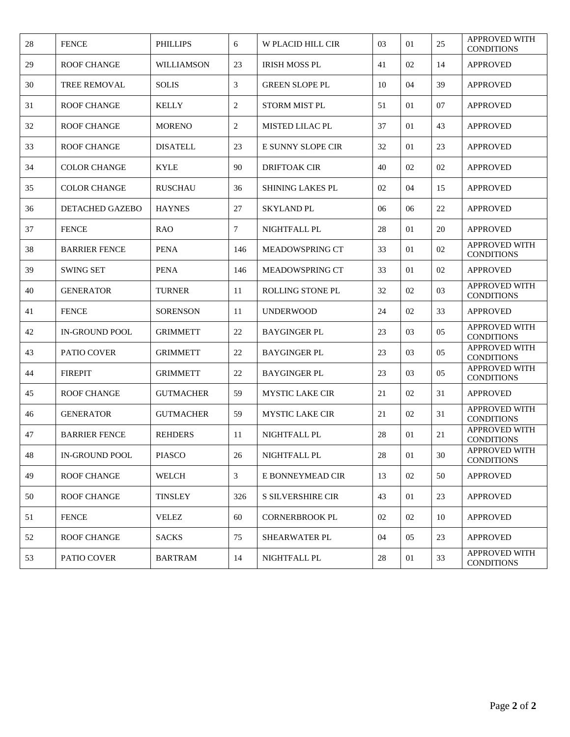| | | | | | | | | |
|---|---|---|---|---|---|---|---|---|
| 28 | FENCE | PHILLIPS | 6 | W PLACID HILL CIR | 03 | 01 | 25 | APPROVED WITH CONDITIONS |
| 29 | ROOF CHANGE | WILLIAMSON | 23 | IRISH MOSS PL | 41 | 02 | 14 | APPROVED |
| 30 | TREE REMOVAL | SOLIS | 3 | GREEN SLOPE PL | 10 | 04 | 39 | APPROVED |
| 31 | ROOF CHANGE | KELLY | 2 | STORM MIST PL | 51 | 01 | 07 | APPROVED |
| 32 | ROOF CHANGE | MORENO | 2 | MISTED LILAC PL | 37 | 01 | 43 | APPROVED |
| 33 | ROOF CHANGE | DISATELL | 23 | E SUNNY SLOPE CIR | 32 | 01 | 23 | APPROVED |
| 34 | COLOR CHANGE | KYLE | 90 | DRIFTOAK CIR | 40 | 02 | 02 | APPROVED |
| 35 | COLOR CHANGE | RUSCHAU | 36 | SHINING LAKES PL | 02 | 04 | 15 | APPROVED |
| 36 | DETACHED GAZEBO | HAYNES | 27 | SKYLAND PL | 06 | 06 | 22 | APPROVED |
| 37 | FENCE | RAO | 7 | NIGHTFALL PL | 28 | 01 | 20 | APPROVED |
| 38 | BARRIER FENCE | PENA | 146 | MEADOWSPRING CT | 33 | 01 | 02 | APPROVED WITH CONDITIONS |
| 39 | SWING SET | PENA | 146 | MEADOWSPRING CT | 33 | 01 | 02 | APPROVED |
| 40 | GENERATOR | TURNER | 11 | ROLLING STONE PL | 32 | 02 | 03 | APPROVED WITH CONDITIONS |
| 41 | FENCE | SORENSON | 11 | UNDERWOOD | 24 | 02 | 33 | APPROVED |
| 42 | IN-GROUND POOL | GRIMMETT | 22 | BAYGINGER PL | 23 | 03 | 05 | APPROVED WITH CONDITIONS |
| 43 | PATIO COVER | GRIMMETT | 22 | BAYGINGER PL | 23 | 03 | 05 | APPROVED WITH CONDITIONS |
| 44 | FIREPIT | GRIMMETT | 22 | BAYGINGER PL | 23 | 03 | 05 | APPROVED WITH CONDITIONS |
| 45 | ROOF CHANGE | GUTMACHER | 59 | MYSTIC LAKE CIR | 21 | 02 | 31 | APPROVED |
| 46 | GENERATOR | GUTMACHER | 59 | MYSTIC LAKE CIR | 21 | 02 | 31 | APPROVED WITH CONDITIONS |
| 47 | BARRIER FENCE | REHDERS | 11 | NIGHTFALL PL | 28 | 01 | 21 | APPROVED WITH CONDITIONS |
| 48 | IN-GROUND POOL | PIASCO | 26 | NIGHTFALL PL | 28 | 01 | 30 | APPROVED WITH CONDITIONS |
| 49 | ROOF CHANGE | WELCH | 3 | E BONNEYMEAD CIR | 13 | 02 | 50 | APPROVED |
| 50 | ROOF CHANGE | TINSLEY | 326 | S SILVERSHIRE CIR | 43 | 01 | 23 | APPROVED |
| 51 | FENCE | VELEZ | 60 | CORNERBROOK PL | 02 | 02 | 10 | APPROVED |
| 52 | ROOF CHANGE | SACKS | 75 | SHEARWATER PL | 04 | 05 | 23 | APPROVED |
| 53 | PATIO COVER | BARTRAM | 14 | NIGHTFALL PL | 28 | 01 | 33 | APPROVED WITH CONDITIONS |